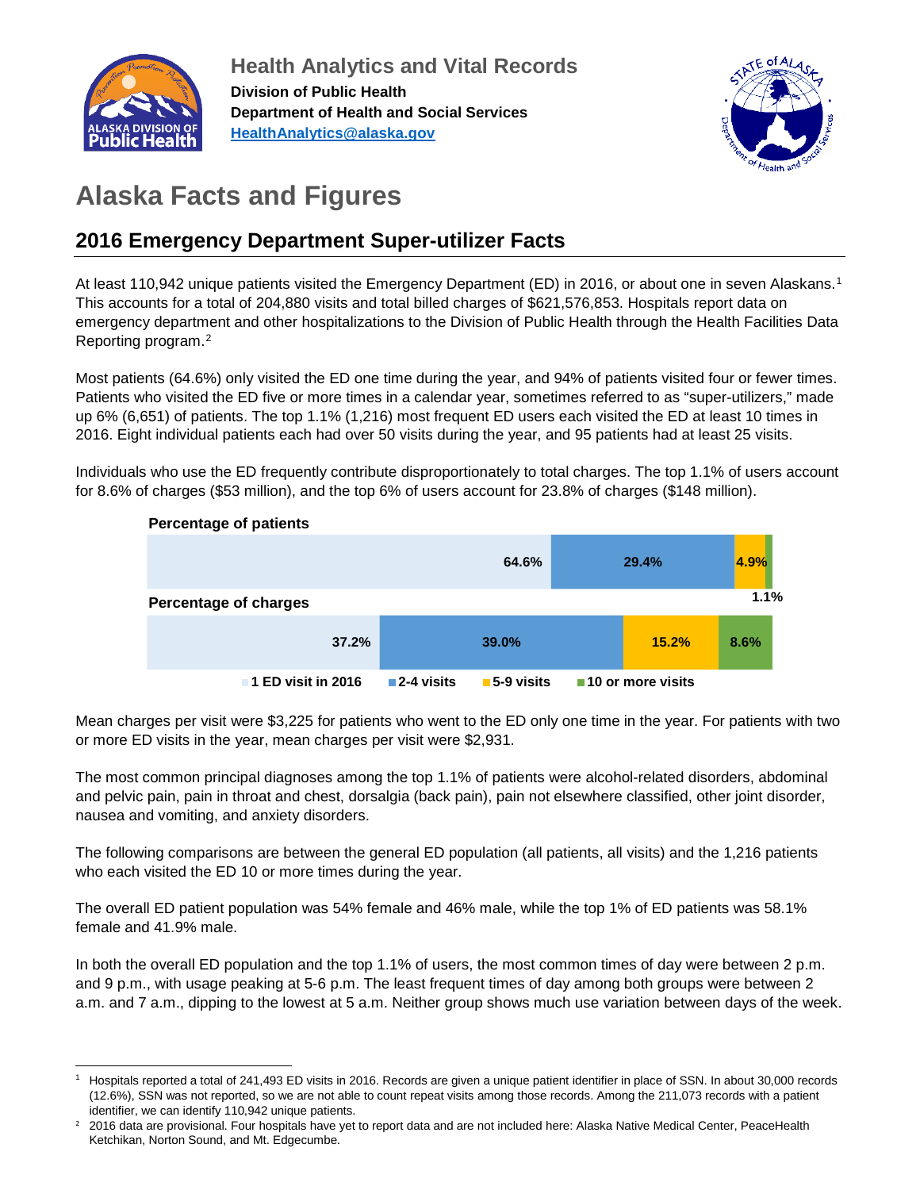Health Analytics and Vital Records

**Division of Public Health**

**Department of Health and Social Services**

**HealthAnalytics@alaska.gov**

# Alaska Facts and Figures

## 2016 Emergency Department Super-utilizer Facts

At least 110,942 unique patients visited the Emergency Department (ED) in 2016, or about one in seven Alaskans.[1] This accounts for a total of 204,880 visits and total billed charges of $621,576,853. Hospitals report data on emergency department and other hospitalizations to the Division of Public Health through the Health Facilities Data Reporting program.[2]

Most patients (64.6%) only visited the ED one time during the year, and 94% of patients visited four or fewer times. Patients who visited the ED five or more times in a calendar year, sometimes referred to as "super-utilizers," made up 6% (6,651) of patients. The top 1.1% (1,216) most frequent ED users each visited the ED at least 10 times in 2016. Eight individual patients each had over 50 visits during the year, and 95 patients had at least 25 visits.

Individuals who use the ED frequently contribute disproportionately to total charges. The top 1.1% of users account for 8.6% of charges ($53 million), and the top 6% of users account for 23.8% of charges ($148 million).

| | 1 ED visit in 2016 | 2-4 visits | 5-9 visits | 10 or more visits |
|---|---|---|---|---|
| Percentage of patients | 64.6% | 29.4% | 4.9% | 1.1% |
| Percentage of charges | 37.2% | 39.0% | 15.2% | 8.6% |

Mean charges per visit were $3,225 for patients who went to the ED only one time in the year. For patients with two or more ED visits in the year, mean charges per visit were $2,931.

The most common principal diagnoses among the top 1.1% of patients were alcohol-related disorders, abdominal and pelvic pain, pain in throat and chest, dorsalgia (back pain), pain not elsewhere classified, other joint disorder, nausea and vomiting, and anxiety disorders.

The following comparisons are between the general ED population (all patients, all visits) and the 1,216 patients who each visited the ED 10 or more times during the year.

The overall ED patient population was 54% female and 46% male, while the top 1% of ED patients was 58.1% female and 41.9% male.

In both the overall ED population and the top 1.1% of users, the most common times of day were between 2 p.m. and 9 p.m., with usage peaking at 5-6 p.m. The least frequent times of day among both groups were between 2 a.m. and 7 a.m., dipping to the lowest at 5 a.m. Neither group shows much use variation between days of the week.

---

[1] Hospitals reported a total of 241,493 ED visits in 2016. Records are given a unique patient identifier in place of SSN. In about 30,000 records (12.6%), SSN was not reported, so we are not able to count repeat visits among those records. Among the 211,073 records with a patient identifier, we can identify 110,942 unique patients.

[2] 2016 data are provisional. Four hospitals have yet to report data and are not included here: Alaska Native Medical Center, PeaceHealth Ketchikan, Norton Sound, and Mt. Edgecumbe.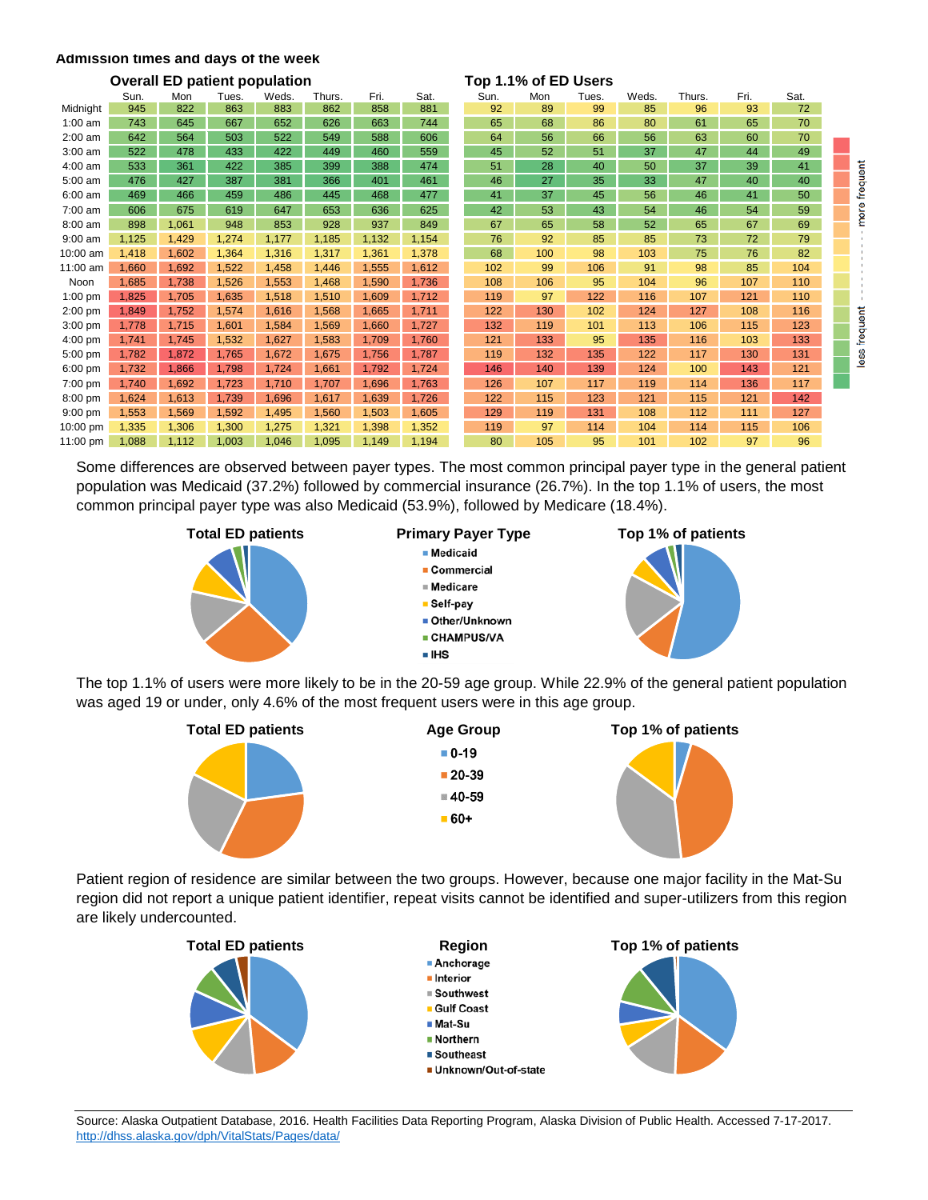### Admission times and days of the week

| | Overall ED patient population | | | | | | | Top 1.1% of ED Users | | | | | | |
|---|---|---|---|---|---|---|---|---|---|---|---|---|---|---|
| | Sun. | Mon | Tues. | Weds. | Thurs. | Fri. | Sat. | Sun. | Mon | Tues. | Weds. | Thurs. | Fri. | Sat. |
| Midnight | 945 | 822 | 863 | 883 | 862 | 858 | 881 | 92 | 89 | 99 | 85 | 96 | 93 | 72 |
| 1:00 am | 743 | 645 | 667 | 652 | 626 | 663 | 744 | 65 | 68 | 86 | 80 | 61 | 65 | 70 |
| 2:00 am | 642 | 564 | 503 | 522 | 549 | 588 | 606 | 64 | 56 | 66 | 56 | 63 | 60 | 70 |
| 3:00 am | 522 | 478 | 433 | 422 | 449 | 460 | 559 | 45 | 52 | 51 | 37 | 47 | 44 | 49 |
| 4:00 am | 533 | 361 | 422 | 385 | 399 | 388 | 474 | 51 | 28 | 40 | 50 | 37 | 39 | 41 |
| 5:00 am | 476 | 427 | 387 | 381 | 366 | 401 | 461 | 46 | 27 | 35 | 33 | 47 | 40 | 40 |
| 6:00 am | 469 | 466 | 459 | 486 | 445 | 468 | 477 | 41 | 37 | 45 | 56 | 46 | 41 | 50 |
| 7:00 am | 606 | 675 | 619 | 647 | 653 | 636 | 625 | 42 | 53 | 43 | 54 | 46 | 54 | 59 |
| 8:00 am | 898 | 1,061 | 948 | 853 | 928 | 937 | 849 | 67 | 65 | 58 | 52 | 65 | 67 | 69 |
| 9:00 am | 1,125 | 1,429 | 1,274 | 1,177 | 1,185 | 1,132 | 1,154 | 76 | 92 | 85 | 85 | 73 | 72 | 79 |
| 10:00 am | 1,418 | 1,602 | 1,364 | 1,316 | 1,317 | 1,361 | 1,378 | 68 | 100 | 98 | 103 | 75 | 76 | 82 |
| 11:00 am | 1,660 | 1,692 | 1,522 | 1,458 | 1,446 | 1,555 | 1,612 | 102 | 99 | 106 | 91 | 98 | 85 | 104 |
| Noon | 1,685 | 1,738 | 1,526 | 1,553 | 1,468 | 1,590 | 1,736 | 108 | 106 | 95 | 104 | 96 | 107 | 110 |
| 1:00 pm | 1,825 | 1,705 | 1,635 | 1,518 | 1,510 | 1,609 | 1,712 | 119 | 97 | 122 | 116 | 107 | 121 | 110 |
| 2:00 pm | 1,849 | 1,752 | 1,574 | 1,616 | 1,568 | 1,665 | 1,711 | 122 | 130 | 102 | 124 | 127 | 108 | 116 |
| 3:00 pm | 1,778 | 1,715 | 1,601 | 1,584 | 1,569 | 1,660 | 1,727 | 132 | 119 | 101 | 113 | 106 | 115 | 123 |
| 4:00 pm | 1,741 | 1,745 | 1,532 | 1,627 | 1,583 | 1,709 | 1,760 | 121 | 133 | 95 | 135 | 116 | 103 | 133 |
| 5:00 pm | 1,782 | 1,872 | 1,765 | 1,672 | 1,675 | 1,756 | 1,787 | 119 | 132 | 135 | 122 | 117 | 130 | 131 |
| 6:00 pm | 1,732 | 1,866 | 1,798 | 1,724 | 1,661 | 1,792 | 1,724 | 146 | 140 | 139 | 124 | 100 | 143 | 121 |
| 7:00 pm | 1,740 | 1,692 | 1,723 | 1,710 | 1,707 | 1,696 | 1,763 | 126 | 107 | 117 | 119 | 114 | 136 | 117 |
| 8:00 pm | 1,624 | 1,613 | 1,739 | 1,696 | 1,617 | 1,639 | 1,726 | 122 | 115 | 123 | 121 | 115 | 121 | 142 |
| 9:00 pm | 1,553 | 1,569 | 1,592 | 1,495 | 1,560 | 1,503 | 1,605 | 129 | 119 | 131 | 108 | 112 | 111 | 127 |
| 10:00 pm | 1,335 | 1,306 | 1,300 | 1,275 | 1,321 | 1,398 | 1,352 | 119 | 97 | 114 | 104 | 114 | 115 | 106 |
| 11:00 pm | 1,088 | 1,112 | 1,003 | 1,046 | 1,095 | 1,149 | 1,194 | 80 | 105 | 95 | 101 | 102 | 97 | 96 |

less frequent - - - - - - - - - more frequent

Some differences are observed between payer types. The most common principal payer type in the general patient population was Medicaid (37.2%) followed by commercial insurance (26.7%). In the top 1.1% of users, the most common principal payer type was also Medicaid (53.9%), followed by Medicare (18.4%).

Total ED patients

Primary Payer Type
Medicaid
Commercial
Medicare
Self-pay
Other/Unknown
CHAMPUS/VA
IHS

Top 1% of patients

The top 1.1% of users were more likely to be in the 20-59 age group. While 22.9% of the general patient population was aged 19 or under, only 4.6% of the most frequent users were in this age group.

Total ED patients

Age Group
0-19
20-39
40-59
60+

Top 1% of patients

Patient region of residence are similar between the two groups. However, because one major facility in the Mat-Su region did not report a unique patient identifier, repeat visits cannot be identified and super-utilizers from this region are likely undercounted.

Total ED patients

Region
Anchorage
Interior
Southwest
Gulf Coast
Mat-Su
Northern
Southeast
Unknown/Out-of-state

Top 1% of patients

Source: Alaska Outpatient Database, 2016. Health Facilities Data Reporting Program, Alaska Division of Public Health. Accessed 7-17-2017. http://dhss.alaska.gov/dph/VitalStats/Pages/data/